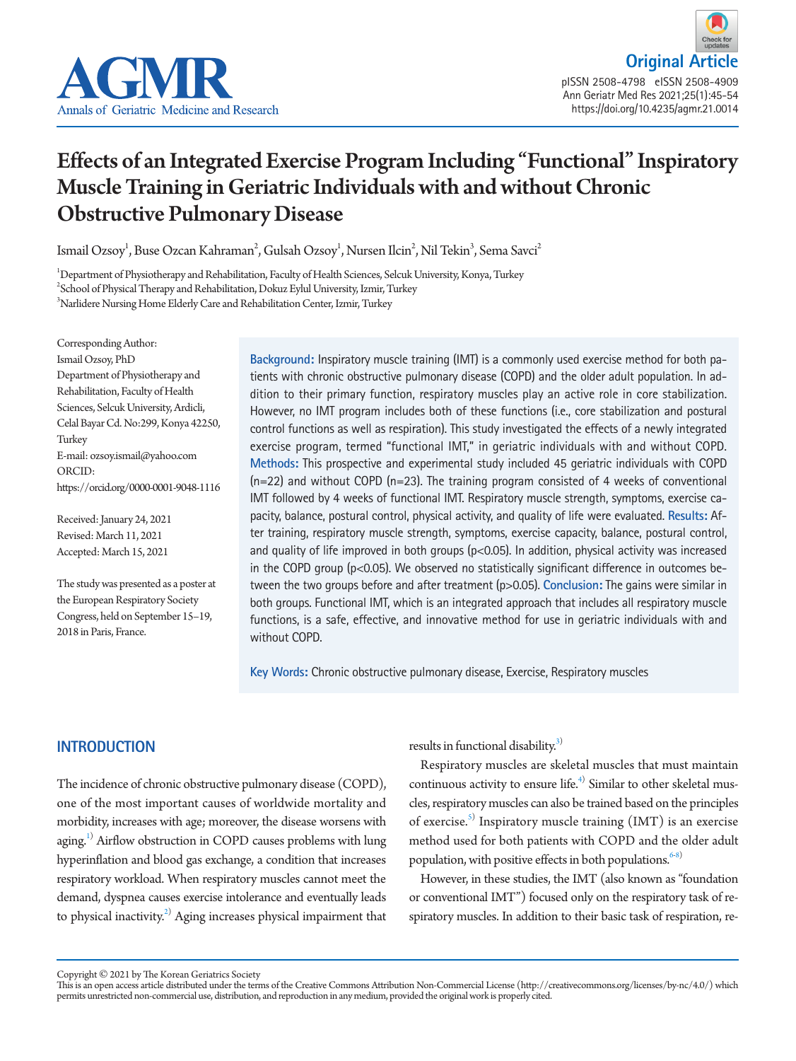Original Article

pISSN 2508-4798 eISSN 2508-4909
https://doi.org/10.4235/agmr.21.0014

# Effects of an Integrated Exercise Program Including "Functional" Inspiratory Muscle Training in Geriatric Individuals with and without Chronic Obstructive Pulmonary Disease

Ismail Ozsoy[1], Buse Ozcan Kahraman[2], Gulsah Ozsoy[1], Nursen Ilcin[2], Nil Tekin[3], Sema Savci[2]

[1]Department of Physiotherapy and Rehabilitation, Faculty of Health Sciences, Selcuk University, Konya, Turkey
[2]School of Physical Therapy and Rehabilitation, Dokuz Eylul University, Izmir, Turkey
[3]Narlidere Nursing Home Elderly Care and Rehabilitation Center, Izmir, Turkey

Corresponding Author:
Ismail Ozsoy, PhD
Department of Physiotherapy and Rehabilitation, Faculty of Health Sciences, Selcuk University, Ardicli, Celal Bayar Cd. No:299, Konya 42250, Turkey
E-mail: ozsoy.ismail@yahoo.com
ORCID:
https://orcid.org/0000-0001-9048-1116

Received: January 24, 2021
Revised: March 11, 2021
Accepted: March 15, 2021

The study was presented as a poster at the European Respiratory Society Congress, held on September 15–19, 2018 in Paris, France.

**Background:** Inspiratory muscle training (IMT) is a commonly used exercise method for both patients with chronic obstructive pulmonary disease (COPD) and the older adult population. In addition to their primary function, respiratory muscles play an active role in core stabilization. However, no IMT program includes both of these functions (i.e., core stabilization and postural control functions as well as respiration). This study investigated the effects of a newly integrated exercise program, termed "functional IMT," in geriatric individuals with and without COPD. **Methods:** This prospective and experimental study included 45 geriatric individuals with COPD (n=22) and without COPD (n=23). The training program consisted of 4 weeks of conventional IMT followed by 4 weeks of functional IMT. Respiratory muscle strength, symptoms, exercise capacity, balance, postural control, physical activity, and quality of life were evaluated. **Results:** After training, respiratory muscle strength, symptoms, exercise capacity, balance, postural control, and quality of life improved in both groups ($p<0.05$). In addition, physical activity was increased in the COPD group ($p<0.05$). We observed no statistically significant difference in outcomes between the two groups before and after treatment ($p>0.05$). **Conclusion:** The gains were similar in both groups. Functional IMT, which is an integrated approach that includes all respiratory muscle functions, is a safe, effective, and innovative method for use in geriatric individuals with and without COPD.

**Key Words:** Chronic obstructive pulmonary disease, Exercise, Respiratory muscles

## INTRODUCTION

The incidence of chronic obstructive pulmonary disease (COPD), one of the most important causes of worldwide mortality and morbidity, increases with age; moreover, the disease worsens with aging.[1] Airflow obstruction in COPD causes problems with lung hyperinflation and blood gas exchange, a condition that increases respiratory workload. When respiratory muscles cannot meet the demand, dyspnea causes exercise intolerance and eventually leads to physical inactivity.[2] Aging increases physical impairment that results in functional disability.[3]

Respiratory muscles are skeletal muscles that must maintain continuous activity to ensure life.[4] Similar to other skeletal muscles, respiratory muscles can also be trained based on the principles of exercise.[5] Inspiratory muscle training (IMT) is an exercise method used for both patients with COPD and the older adult population, with positive effects in both populations.[6-8]

However, in these studies, the IMT (also known as "foundation or conventional IMT") focused only on the respiratory task of respiratory muscles. In addition to their basic task of respiration, re-

Copyright © 2021 by The Korean Geriatrics Society
This is an open access article distributed under the terms of the Creative Commons Attribution Non-Commercial License (http://creativecommons.org/licenses/by-nc/4.0/) which permits unrestricted non-commercial use, distribution, and reproduction in any medium, provided the original work is properly cited.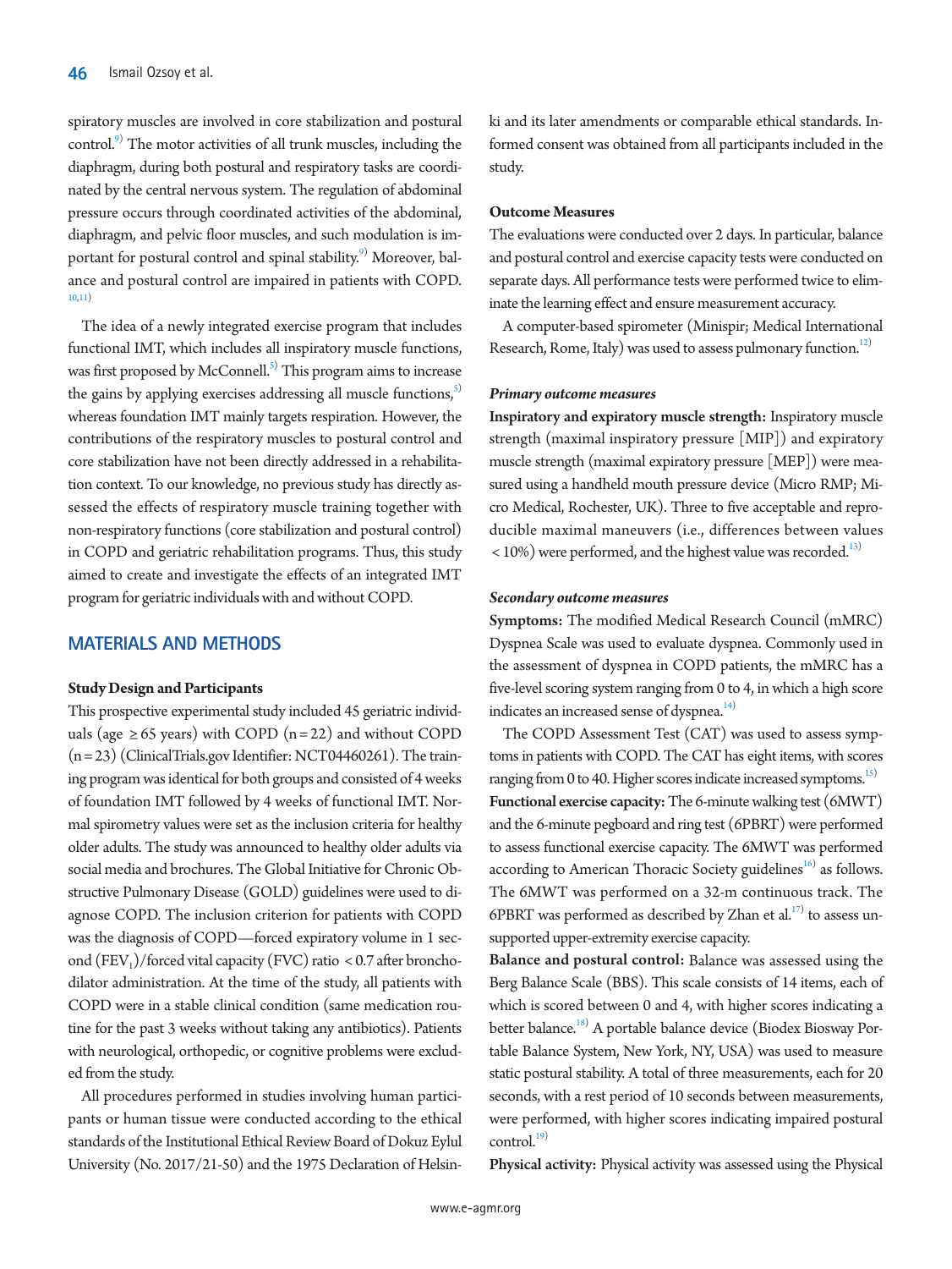spiratory muscles are involved in core stabilization and postural control.[9] The motor activities of all trunk muscles, including the diaphragm, during both postural and respiratory tasks are coordinated by the central nervous system. The regulation of abdominal pressure occurs through coordinated activities of the abdominal, diaphragm, and pelvic floor muscles, and such modulation is important for postural control and spinal stability.[9] Moreover, balance and postural control are impaired in patients with COPD.[10,11]

The idea of a newly integrated exercise program that includes functional IMT, which includes all inspiratory muscle functions, was first proposed by McConnell.[5] This program aims to increase the gains by applying exercises addressing all muscle functions,[5] whereas foundation IMT mainly targets respiration. However, the contributions of the respiratory muscles to postural control and core stabilization have not been directly addressed in a rehabilitation context. To our knowledge, no previous study has directly assessed the effects of respiratory muscle training together with non-respiratory functions (core stabilization and postural control) in COPD and geriatric rehabilitation programs. Thus, this study aimed to create and investigate the effects of an integrated IMT program for geriatric individuals with and without COPD.

## MATERIALS AND METHODS

### Study Design and Participants

This prospective experimental study included 45 geriatric individuals (age ≥65 years) with COPD (n=22) and without COPD (n=23) (ClinicalTrials.gov Identifier: NCT04460261). The training program was identical for both groups and consisted of 4 weeks of foundation IMT followed by 4 weeks of functional IMT. Normal spirometry values were set as the inclusion criteria for healthy older adults. The study was announced to healthy older adults via social media and brochures. The Global Initiative for Chronic Obstructive Pulmonary Disease (GOLD) guidelines were used to diagnose COPD. The inclusion criterion for patients with COPD was the diagnosis of COPD—forced expiratory volume in 1 second ($FEV_1$)/forced vital capacity (FVC) ratio <0.7 after bronchodilator administration. At the time of the study, all patients with COPD were in a stable clinical condition (same medication routine for the past 3 weeks without taking any antibiotics). Patients with neurological, orthopedic, or cognitive problems were excluded from the study.

All procedures performed in studies involving human participants or human tissue were conducted according to the ethical standards of the Institutional Ethical Review Board of Dokuz Eylul University (No. 2017/21-50) and the 1975 Declaration of Helsinki and its later amendments or comparable ethical standards. Informed consent was obtained from all participants included in the study.

### Outcome Measures

The evaluations were conducted over 2 days. In particular, balance and postural control and exercise capacity tests were conducted on separate days. All performance tests were performed twice to eliminate the learning effect and ensure measurement accuracy.

A computer-based spirometer (Minispir; Medical International Research, Rome, Italy) was used to assess pulmonary function.[12]

#### *Primary outcome measures*

**Inspiratory and expiratory muscle strength:** Inspiratory muscle strength (maximal inspiratory pressure [MIP]) and expiratory muscle strength (maximal expiratory pressure [MEP]) were measured using a handheld mouth pressure device (Micro RMP; Micro Medical, Rochester, UK). Three to five acceptable and reproducible maximal maneuvers (i.e., differences between values <10%) were performed, and the highest value was recorded.[13]

#### *Secondary outcome measures*

**Symptoms:** The modified Medical Research Council (mMRC) Dyspnea Scale was used to evaluate dyspnea. Commonly used in the assessment of dyspnea in COPD patients, the mMRC has a five-level scoring system ranging from 0 to 4, in which a high score indicates an increased sense of dyspnea.[14]

The COPD Assessment Test (CAT) was used to assess symptoms in patients with COPD. The CAT has eight items, with scores ranging from 0 to 40. Higher scores indicate increased symptoms.[15]

**Functional exercise capacity:** The 6-minute walking test (6MWT) and the 6-minute pegboard and ring test (6PBRT) were performed to assess functional exercise capacity. The 6MWT was performed according to American Thoracic Society guidelines[16] as follows. The 6MWT was performed on a 32-m continuous track. The 6PBRT was performed as described by Zhan et al.[17] to assess unsupported upper-extremity exercise capacity.

**Balance and postural control:** Balance was assessed using the Berg Balance Scale (BBS). This scale consists of 14 items, each of which is scored between 0 and 4, with higher scores indicating a better balance.[18] A portable balance device (Biodex Biosway Portable Balance System, New York, NY, USA) was used to measure static postural stability. A total of three measurements, each for 20 seconds, with a rest period of 10 seconds between measurements, were performed, with higher scores indicating impaired postural control.[19]

**Physical activity:** Physical activity was assessed using the Physical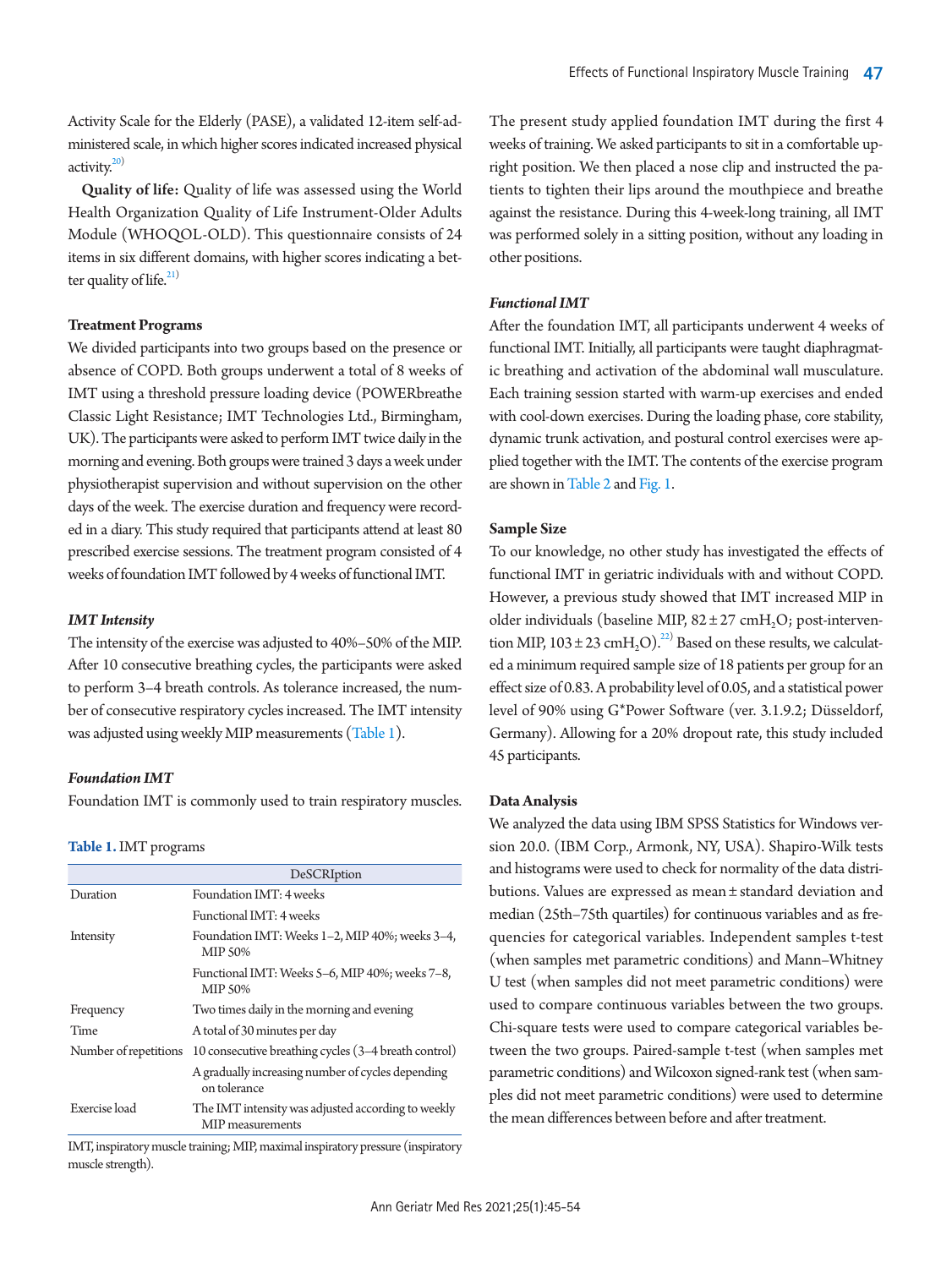Activity Scale for the Elderly (PASE), a validated 12-item self-administered scale, in which higher scores indicated increased physical activity.[20]

**Quality of life:** Quality of life was assessed using the World Health Organization Quality of Life Instrument-Older Adults Module (WHOQOL-OLD). This questionnaire consists of 24 items in six different domains, with higher scores indicating a better quality of life.[21]

### Treatment Programs

We divided participants into two groups based on the presence or absence of COPD. Both groups underwent a total of 8 weeks of IMT using a threshold pressure loading device (POWERbreathe Classic Light Resistance; IMT Technologies Ltd., Birmingham, UK). The participants were asked to perform IMT twice daily in the morning and evening. Both groups were trained 3 days a week under physiotherapist supervision and without supervision on the other days of the week. The exercise duration and frequency were recorded in a diary. This study required that participants attend at least 80 prescribed exercise sessions. The treatment program consisted of 4 weeks of foundation IMT followed by 4 weeks of functional IMT.

#### *IMT Intensity*

The intensity of the exercise was adjusted to 40%–50% of the MIP. After 10 consecutive breathing cycles, the participants were asked to perform 3–4 breath controls. As tolerance increased, the number of consecutive respiratory cycles increased. The IMT intensity was adjusted using weekly MIP measurements (Table 1).

#### *Foundation IMT*

Foundation IMT is commonly used to train respiratory muscles. The present study applied foundation IMT during the first 4 weeks of training. We asked participants to sit in a comfortable upright position. We then placed a nose clip and instructed the patients to tighten their lips around the mouthpiece and breathe against the resistance. During this 4-week-long training, all IMT was performed solely in a sitting position, without any loading in other positions.

**Table 1.** IMT programs

| | DeSCRIption |
|---|---|
| Duration | Foundation IMT: 4 weeks |
| | Functional IMT: 4 weeks |
| Intensity | Foundation IMT: Weeks 1–2, MIP 40%; weeks 3–4, MIP 50% |
| | Functional IMT: Weeks 5–6, MIP 40%; weeks 7–8, MIP 50% |
| Frequency | Two times daily in the morning and evening |
| Time | A total of 30 minutes per day |
| Number of repetitions | 10 consecutive breathing cycles (3–4 breath control) |
| | A gradually increasing number of cycles depending on tolerance |
| Exercise load | The IMT intensity was adjusted according to weekly MIP measurements |

IMT, inspiratory muscle training; MIP, maximal inspiratory pressure (inspiratory muscle strength).

#### *Functional IMT*

After the foundation IMT, all participants underwent 4 weeks of functional IMT. Initially, all participants were taught diaphragmatic breathing and activation of the abdominal wall musculature. Each training session started with warm-up exercises and ended with cool-down exercises. During the loading phase, core stability, dynamic trunk activation, and postural control exercises were applied together with the IMT. The contents of the exercise program are shown in Table 2 and Fig. 1.

### Sample Size

To our knowledge, no other study has investigated the effects of functional IMT in geriatric individuals with and without COPD. However, a previous study showed that IMT increased MIP in older individuals (baseline MIP, $82 \pm 27$ cm$H_2O$; post-intervention MIP, $103 \pm 23$ cm$H_2O$).[22] Based on these results, we calculated a minimum required sample size of 18 patients per group for an effect size of 0.83. A probability level of 0.05, and a statistical power level of 90% using G*Power Software (ver. 3.1.9.2; Düsseldorf, Germany). Allowing for a 20% dropout rate, this study included 45 participants.

### Data Analysis

We analyzed the data using IBM SPSS Statistics for Windows version 20.0. (IBM Corp., Armonk, NY, USA). Shapiro-Wilk tests and histograms were used to check for normality of the data distributions. Values are expressed as mean ± standard deviation and median (25th–75th quartiles) for continuous variables and as frequencies for categorical variables. Independent samples t-test (when samples met parametric conditions) and Mann–Whitney U test (when samples did not meet parametric conditions) were used to compare continuous variables between the two groups. Chi-square tests were used to compare categorical variables between the two groups. Paired-sample t-test (when samples met parametric conditions) and Wilcoxon signed-rank test (when samples did not meet parametric conditions) were used to determine the mean differences between before and after treatment.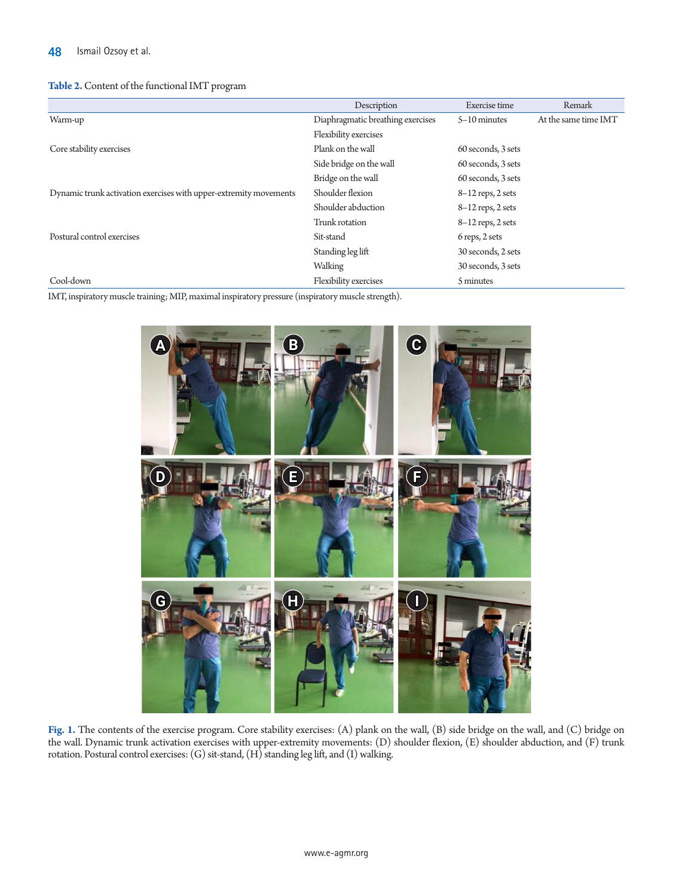**Table 2.** Content of the functional IMT program

| | Description | Exercise time | Remark |
|---|---|---|---|
| Warm-up | Diaphragmatic breathing exercises | 5–10 minutes | At the same time IMT |
| | Flexibility exercises | | |
| Core stability exercises | Plank on the wall | 60 seconds, 3 sets | |
| | Side bridge on the wall | 60 seconds, 3 sets | |
| | Bridge on the wall | 60 seconds, 3 sets | |
| Dynamic trunk activation exercises with upper-extremity movements | Shoulder flexion | 8–12 reps, 2 sets | |
| | Shoulder abduction | 8–12 reps, 2 sets | |
| | Trunk rotation | 8–12 reps, 2 sets | |
| Postural control exercises | Sit-stand | 6 reps, 2 sets | |
| | Standing leg lift | 30 seconds, 2 sets | |
| | Walking | 30 seconds, 3 sets | |
| Cool-down | Flexibility exercises | 5 minutes | |

IMT, inspiratory muscle training; MIP, maximal inspiratory pressure (inspiratory muscle strength).

**Fig. 1.** The contents of the exercise program. Core stability exercises: (A) plank on the wall, (B) side bridge on the wall, and (C) bridge on the wall. Dynamic trunk activation exercises with upper-extremity movements: (D) shoulder flexion, (E) shoulder abduction, and (F) trunk rotation. Postural control exercises: (G) sit-stand, (H) standing leg lift, and (I) walking.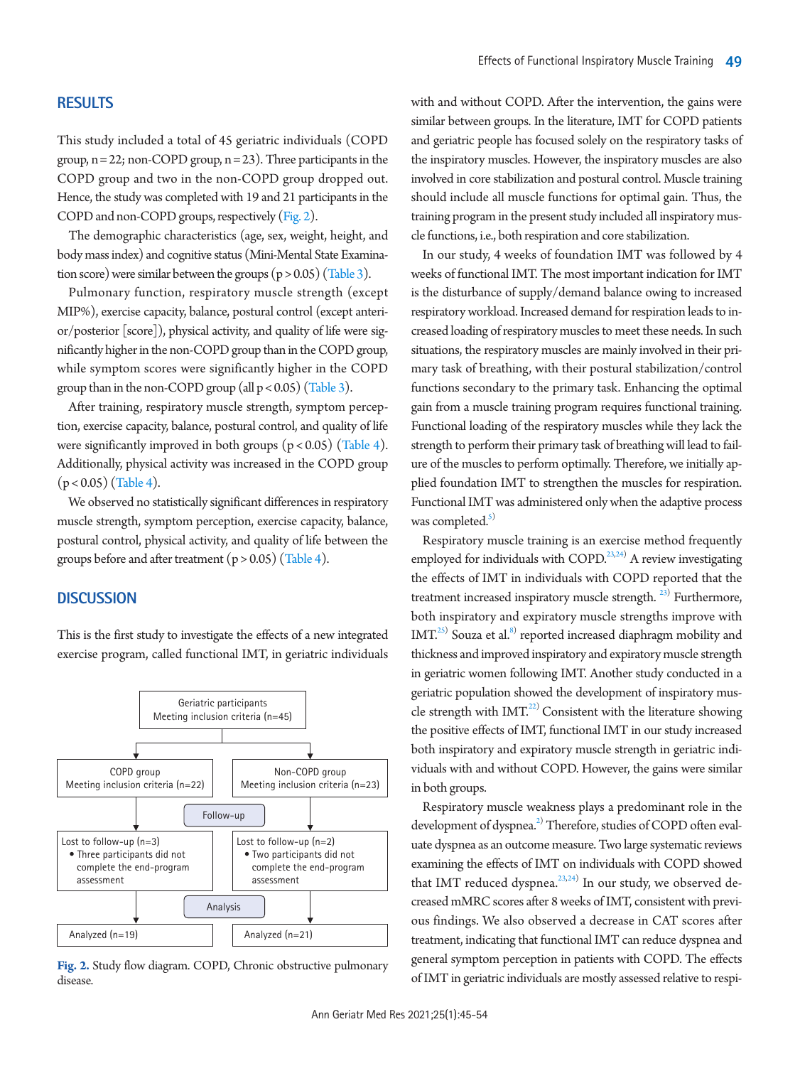## RESULTS

This study included a total of 45 geriatric individuals (COPD group, n = 22; non-COPD group, n = 23). Three participants in the COPD group and two in the non-COPD group dropped out. Hence, the study was completed with 19 and 21 participants in the COPD and non-COPD groups, respectively (Fig. 2).

The demographic characteristics (age, sex, weight, height, and body mass index) and cognitive status (Mini-Mental State Examination score) were similar between the groups ($p > 0.05$) (Table 3).

Pulmonary function, respiratory muscle strength (except MIP%), exercise capacity, balance, postural control (except anterior/posterior [score]), physical activity, and quality of life were significantly higher in the non-COPD group than in the COPD group, while symptom scores were significantly higher in the COPD group than in the non-COPD group (all $p < 0.05$) (Table 3).

After training, respiratory muscle strength, symptom perception, exercise capacity, balance, postural control, and quality of life were significantly improved in both groups ($p < 0.05$) (Table 4). Additionally, physical activity was increased in the COPD group ($p < 0.05$) (Table 4).

We observed no statistically significant differences in respiratory muscle strength, symptom perception, exercise capacity, balance, postural control, physical activity, and quality of life between the groups before and after treatment ($p > 0.05$) (Table 4).

```
Geriatric participants
Meeting inclusion criteria (n=45)
        |                                   |
COPD group                          Non-COPD group
Meeting inclusion criteria (n=22)   Meeting inclusion criteria (n=23)
                    Follow-up
Lost to follow-up (n=3)             Lost to follow-up (n=2)
• Three participants did not        • Two participants did not
  complete the end-program            complete the end-program
  assessment                          assessment
                    Analysis
Analyzed (n=19)                     Analyzed (n=21)
```

**Fig. 2.** Study flow diagram. COPD, Chronic obstructive pulmonary disease.

## DISCUSSION

This is the first study to investigate the effects of a new integrated exercise program, called functional IMT, in geriatric individuals with and without COPD. After the intervention, the gains were similar between groups. In the literature, IMT for COPD patients and geriatric people has focused solely on the respiratory tasks of the inspiratory muscles. However, the inspiratory muscles are also involved in core stabilization and postural control. Muscle training should include all muscle functions for optimal gain. Thus, the training program in the present study included all inspiratory muscle functions, i.e., both respiration and core stabilization.

In our study, 4 weeks of foundation IMT was followed by 4 weeks of functional IMT. The most important indication for IMT is the disturbance of supply/demand balance owing to increased respiratory workload. Increased demand for respiration leads to increased loading of respiratory muscles to meet these needs. In such situations, the respiratory muscles are mainly involved in their primary task of breathing, with their postural stabilization/control functions secondary to the primary task. Enhancing the optimal gain from a muscle training program requires functional training. Functional loading of the respiratory muscles while they lack the strength to perform their primary task of breathing will lead to failure of the muscles to perform optimally. Therefore, we initially applied foundation IMT to strengthen the muscles for respiration. Functional IMT was administered only when the adaptive process was completed.[5]

Respiratory muscle training is an exercise method frequently employed for individuals with COPD.[23,24] A review investigating the effects of IMT in individuals with COPD reported that the treatment increased inspiratory muscle strength.[23] Furthermore, both inspiratory and expiratory muscle strengths improve with IMT.[25] Souza et al.[8] reported increased diaphragm mobility and thickness and improved inspiratory and expiratory muscle strength in geriatric women following IMT. Another study conducted in a geriatric population showed the development of inspiratory muscle strength with IMT.[22] Consistent with the literature showing the positive effects of IMT, functional IMT in our study increased both inspiratory and expiratory muscle strength in geriatric individuals with and without COPD. However, the gains were similar in both groups.

Respiratory muscle weakness plays a predominant role in the development of dyspnea.[2] Therefore, studies of COPD often evaluate dyspnea as an outcome measure. Two large systematic reviews examining the effects of IMT on individuals with COPD showed that IMT reduced dyspnea.[23,24] In our study, we observed decreased mMRC scores after 8 weeks of IMT, consistent with previous findings. We also observed a decrease in CAT scores after treatment, indicating that functional IMT can reduce dyspnea and general symptom perception in patients with COPD. The effects of IMT in geriatric individuals are mostly assessed relative to respi-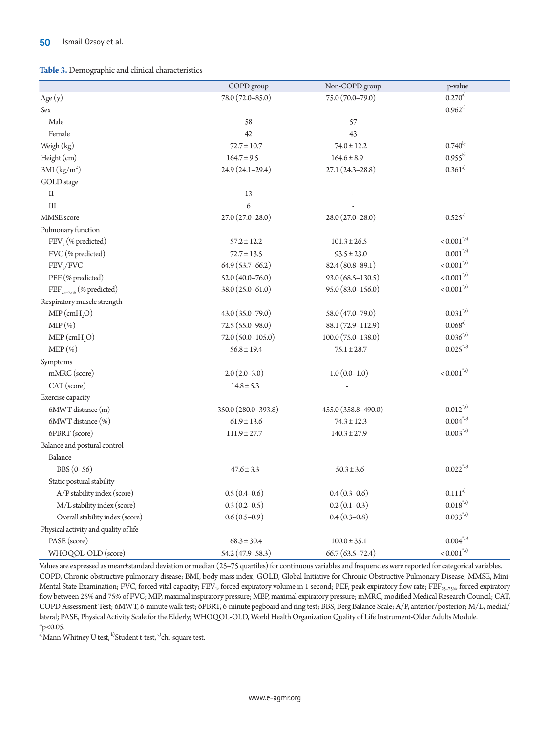**Table 3.** Demographic and clinical characteristics

| | COPD group | Non-COPD group | p-value |
|---|---|---|---|
| Age (y) | 78.0 (72.0–85.0) | 75.0 (70.0–79.0) | 0.270[a)] |
| Sex | | | 0.962[c)] |
| Male | 58 | 57 | |
| Female | 42 | 43 | |
| Weigh (kg) | 72.7 ± 10.7 | 74.0 ± 12.2 | 0.740[b)] |
| Height (cm) | 164.7 ± 9.5 | 164.6 ± 8.9 | 0.955[b)] |
| BMI (kg/m$^2$) | 24.9 (24.1–29.4) | 27.1 (24.3–28.8) | 0.361[a)] |
| GOLD stage | | | |
| II | 13 | - | |
| III | 6 | - | |
| MMSE score | 27.0 (27.0–28.0) | 28.0 (27.0–28.0) | 0.525[a)] |
| Pulmonary function | | | |
| $FEV_1$ (% predicted) | 57.2 ± 12.2 | 101.3 ± 26.5 | < 0.001*[b)] |
| FVC (% predicted) | 72.7 ± 13.5 | 93.5 ± 23.0 | 0.001*[b)] |
| $FEV_1$/FVC | 64.9 (53.7–66.2) | 82.4 (80.8–89.1) | < 0.001*[a)] |
| PEF (% predicted) | 52.0 (40.0–76.0) | 93.0 (68.5–130.5) | < 0.001*[a)] |
| $FEF_{25–75\%}$ (% predicted) | 38.0 (25.0–61.0) | 95.0 (83.0–156.0) | < 0.001*[a)] |
| Respiratory muscle strength | | | |
| MIP (cm$H_2O$) | 43.0 (35.0–79.0) | 58.0 (47.0–79.0) | 0.031*[a)] |
| MIP (%) | 72.5 (55.0–98.0) | 88.1 (72.9–112.9) | 0.068[a)] |
| MEP (cm$H_2O$) | 72.0 (50.0–105.0) | 100.0 (75.0–138.0) | 0.036*[a)] |
| MEP (%) | 56.8 ± 19.4 | 75.1 ± 28.7 | 0.025*[b)] |
| Symptoms | | | |
| mMRC (score) | 2.0 (2.0–3.0) | 1.0 (0.0–1.0) | < 0.001*[a)] |
| CAT (score) | 14.8 ± 5.3 | - | |
| Exercise capacity | | | |
| 6MWT distance (m) | 350.0 (280.0–393.8) | 455.0 (358.8–490.0) | 0.012*[a)] |
| 6MWT distance (%) | 61.9 ± 13.6 | 74.3 ± 12.3 | 0.004*[b)] |
| 6PBRT (score) | 111.9 ± 27.7 | 140.3 ± 27.9 | 0.003*[b)] |
| Balance and postural control | | | |
| Balance | | | |
| BBS (0–56) | 47.6 ± 3.3 | 50.3 ± 3.6 | 0.022*[b)] |
| Static postural stability | | | |
| A/P stability index (score) | 0.5 (0.4–0.6) | 0.4 (0.3–0.6) | 0.111[a)] |
| M/L stability index (score) | 0.3 (0.2–0.5) | 0.2 (0.1–0.3) | 0.018*[a)] |
| Overall stability index (score) | 0.6 (0.5–0.9) | 0.4 (0.3–0.8) | 0.033*[a)] |
| Physical activity and quality of life | | | |
| PASE (score) | 68.3 ± 30.4 | 100.0 ± 35.1 | 0.004*[b)] |
| WHOQOL-OLD (score) | 54.2 (47.9–58.3) | 66.7 (63.5–72.4) | < 0.001*[a)] |

Values are expressed as mean±standard deviation or median (25–75 quartiles) for continuous variables and frequencies were reported for categorical variables. COPD, Chronic obstructive pulmonary disease; BMI, body mass index; GOLD, Global Initiative for Chronic Obstructive Pulmonary Disease; MMSE, Mini-Mental State Examination; FVC, forced vital capacity; $FEV_1$, forced expiratory volume in 1 second; PEF, peak expiratory flow rate; $FEF_{25–75\%}$, forced expiratory flow between 25% and 75% of FVC; MIP, maximal inspiratory pressure; MEP, maximal expiratory pressure; mMRC, modified Medical Research Council; CAT, COPD Assessment Test; 6MWT, 6-minute walk test; 6PBRT, 6-minute pegboard and ring test; BBS, Berg Balance Scale; A/P, anterior/posterior; M/L, medial/lateral; PASE, Physical Activity Scale for the Elderly; WHOQOL-OLD, World Health Organization Quality of Life Instrument-Older Adults Module.

*$p<0.05$.

[a)]Mann-Whitney U test, [b)]Student t-test, [c)]chi-square test.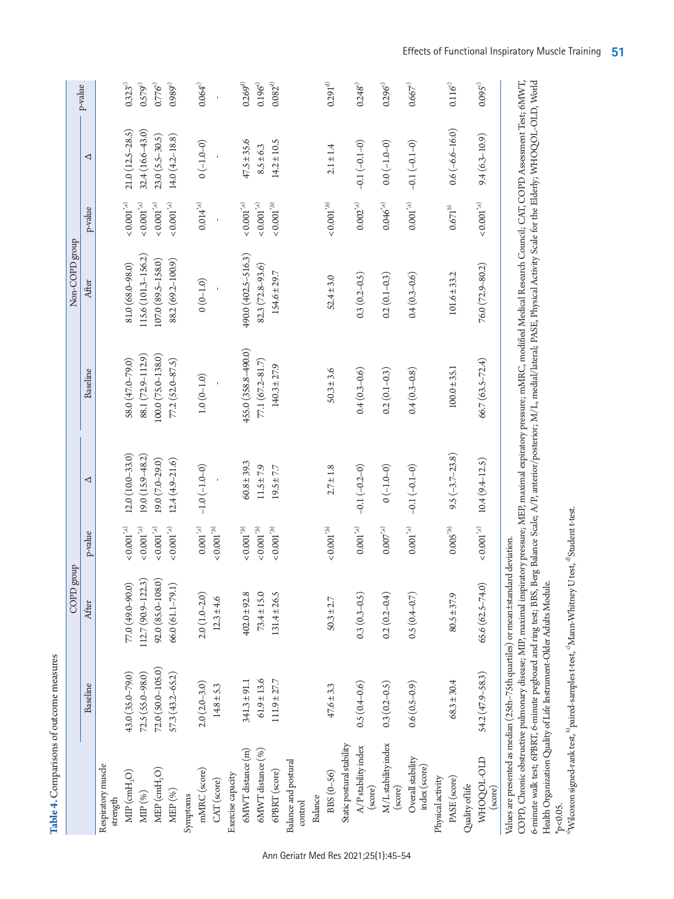**Table 4.** Comparisons of outcome measures

| | COPD group | | | | Non-COPD group | | | | p-value |
|---|---|---|---|---|---|---|---|---|---|
| | Baseline | After | p-value | Δ | Baseline | After | p-value | Δ | |
| Respiratory muscle strength | | | | | | | | | |
| MIP ($cmH_2O$) | 43.0 (35.0–79.0) | 77.0 (49.0–90.0) | <0.001*[a)] | 12.0 (10.0–33.0) | 58.0 (47.0–79.0) | 81.0 (68.0–98.0) | <0.001*[a)] | 21.0 (12.5–28.5) | 0.323[c)] |
| MIP (%) | 72.5 (55.0–98.0) | 112.7 (90.9–122.3) | <0.001*[a)] | 19.0 (15.9–48.2) | 88.1 (72.9–112.9) | 115.6 (101.3–156.2) | <0.001*[a)] | 32.4 (16.6–43.0) | 0.579[c)] |
| MEP ($cmH_2O$) | 72.0 (50.0–105.0) | 92.0 (85.0–108.0) | <0.001*[a)] | 19.0 (7.0–29.0) | 100.0 (75.0–138.0) | 107.0 (89.5–158.0) | <0.001*[a)] | 23.0 (5.5–30.5) | 0.776[c)] |
| MEP (%) | 57.3 (43.2–65.2) | 66.0 (61.1–79.1) | <0.001*[a)] | 12.4 (4.9–21.6) | 77.2 (52.0–87.5) | 88.2 (69.2–100.9) | <0.001*[a)] | 14.0 (4.2–18.8) | 0.989[c)] |
| Symptoms | | | | | | | | | |
| mMRC (score) | 2.0 (2.0–3.0) | 2.0 (1.0–2.0) | 0.001*[a)] | −1.0 (−1.0–0) | 1.0 (0–1.0) | 0 (0–1.0) | 0.014*[a)] | 0 (−1.0–0) | 0.064[c)] |
| CAT (score) | 14.8 ± 5.3 | 12.3 ± 4.6 | <0.001*[b)] | - | - | - | - | - | - |
| Exercise capacity | | | | | | | | | |
| 6MWT distance (m) | 341.3 ± 91.1 | 402.0 ± 92.8 | <0.001*[b)] | 60.8 ± 39.3 | 455.0 (358.8–490.0) | 490.0 (402.5–516.3) | <0.001*[a)] | 47.5 ± 35.6 | 0.269[d)] |
| 6MWT distance (%) | 61.9 ± 13.6 | 73.4 ± 15.0 | <0.001*[b)] | 11.5 ± 7.9 | 77.1 (67.2–81.7) | 82.3 (72.8–93.6) | <0.001*[a)] | 8.5 ± 6.3 | 0.196[d)] |
| 6PBRT (score) | 111.9 ± 27.7 | 131.4 ± 26.5 | <0.001*[b)] | 19.5 ± 7.7 | 140.3 ± 27.9 | 154.6 ± 29.7 | <0.001*[b)] | 14.2 ± 10.5 | 0.082[d)] |
| Balance and postural control | | | | | | | | | |
| Balance | | | | | | | | | |
| BBS (0–56) | 47.6 ± 3.3 | 50.3 ± 2.7 | <0.001*[b)] | 2.7 ± 1.8 | 50.3 ± 3.6 | 52.4 ± 3.0 | <0.001*[b)] | 2.1 ± 1.4 | 0.291[d)] |
| Static postural stability | | | | | | | | | |
| A/P stability index (score) | 0.5 (0.4–0.6) | 0.3 (0.3–0.5) | 0.001*[a)] | −0.1 (−0.2–0) | 0.4 (0.3–0.6) | 0.3 (0.2–0.5) | 0.002*[a)] | −0.1 (−0.1–0) | 0.248[c)] |
| M/L stability index (score) | 0.3 (0.2–0.5) | 0.2 (0.2–0.4) | 0.007*[a)] | 0 (−1.0–0) | 0.2 (0.1–0.3) | 0.2 (0.1–0.3) | 0.046*[a)] | 0.0 (−1.0–0) | 0.296[c)] |
| Overall stability index (score) | 0.6 (0.5–0.9) | 0.5 (0.4–0.7) | 0.001*[a)] | −0.1 (−0.1–0) | 0.4 (0.3–0.8) | 0.4 (0.3–0.6) | 0.001*[a)] | −0.1 (−0.1–0) | 0.667[c)] |
| Physical activity | | | | | | | | | |
| PASE (score) | 68.3 ± 30.4 | 80.5 ± 37.9 | 0.005*[b)] | 9.5 (−3.7–23.8) | 100.0 ± 35.1 | 101.6 ± 33.2 | 0.671[b)] | 0.6 (−6.6–16.0) | 0.116[c)] |
| Quality of life | | | | | | | | | |
| WHOQOL-OLD (score) | 54.2 (47.9–58.3) | 65.6 (62.5–74.0) | <0.001*[a)] | 10.4 (9.4–12.5) | 66.7 (63.5–72.4) | 76.0 (72.9–80.2) | <0.001*[a)] | 9.4 (6.3–10.9) | 0.095[c)] |

Values are presented as median (25th–75th quartiles) or mean±standard deviation.

COPD, Chronic obstructive pulmonary disease; MIP, maximal inspiratory pressure; MEP, maximal expiratory pressure; mMRC, modified Medical Research Council; CAT, COPD Assessment Test; 6MWT, 6-minute walk test; 6PBRT, 6-minute pegboard and ring test; BBS, Berg Balance Scale; A/P, anterior/posterior; M/L, medial/lateral; PASE, Physical Activity Scale for the Elderly; WHOQOL-OLD, World Health Organization Quality of Life Instrument-Older Adults Module.

*$p<0.05$.

[a)]Wilcoxon signed-rank test, [b)]paired-samples t-test, [c)]Mann-Whitney U test, [d)]Student t-test.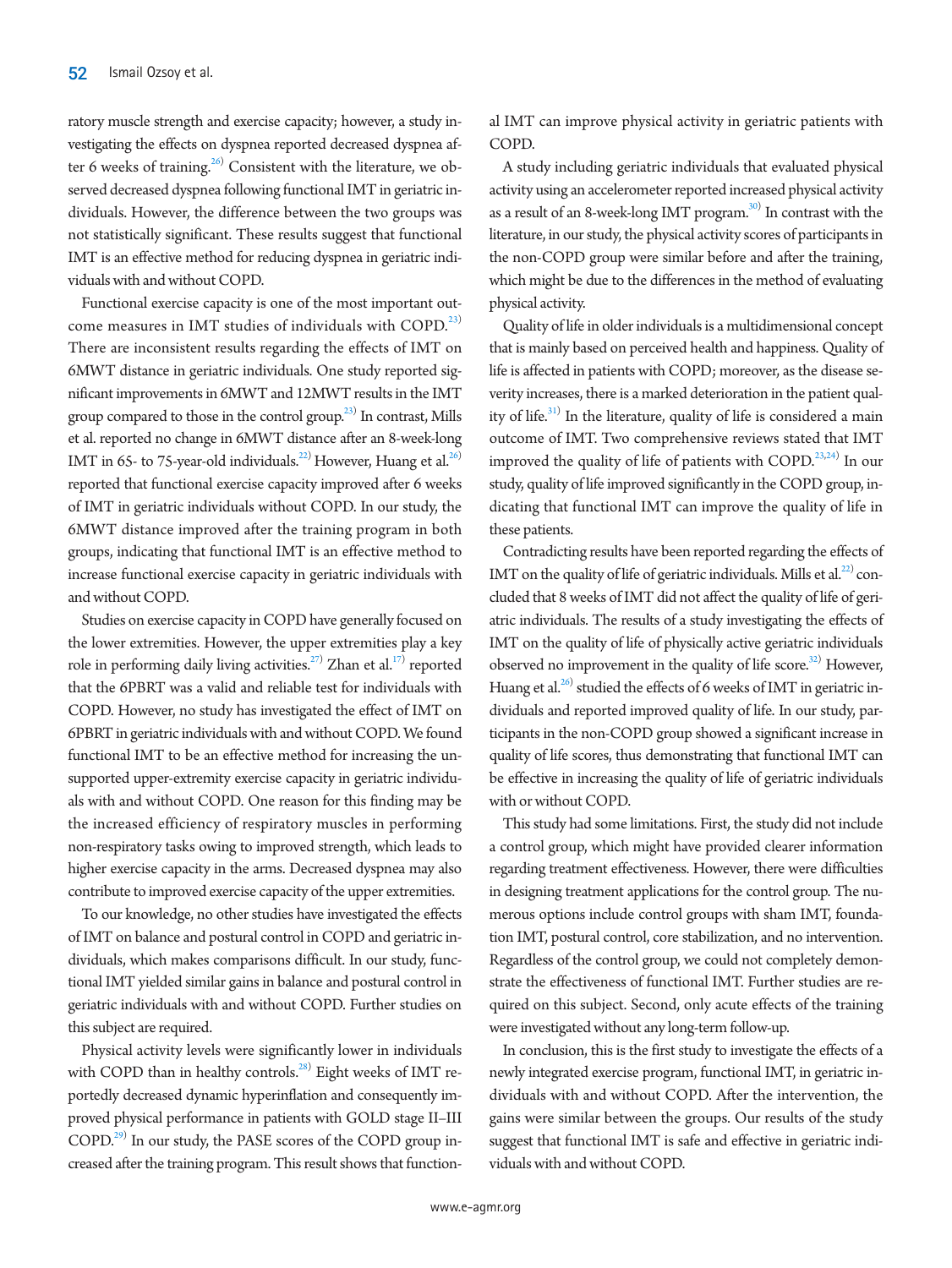ratory muscle strength and exercise capacity; however, a study investigating the effects on dyspnea reported decreased dyspnea after 6 weeks of training.[26] Consistent with the literature, we observed decreased dyspnea following functional IMT in geriatric individuals. However, the difference between the two groups was not statistically significant. These results suggest that functional IMT is an effective method for reducing dyspnea in geriatric individuals with and without COPD.

Functional exercise capacity is one of the most important outcome measures in IMT studies of individuals with COPD.[23] There are inconsistent results regarding the effects of IMT on 6MWT distance in geriatric individuals. One study reported significant improvements in 6MWT and 12MWT results in the IMT group compared to those in the control group.[23] In contrast, Mills et al. reported no change in 6MWT distance after an 8-week-long IMT in 65- to 75-year-old individuals.[22] However, Huang et al.[26] reported that functional exercise capacity improved after 6 weeks of IMT in geriatric individuals without COPD. In our study, the 6MWT distance improved after the training program in both groups, indicating that functional IMT is an effective method to increase functional exercise capacity in geriatric individuals with and without COPD.

Studies on exercise capacity in COPD have generally focused on the lower extremities. However, the upper extremities play a key role in performing daily living activities.[27] Zhan et al.[17] reported that the 6PBRT was a valid and reliable test for individuals with COPD. However, no study has investigated the effect of IMT on 6PBRT in geriatric individuals with and without COPD. We found functional IMT to be an effective method for increasing the unsupported upper-extremity exercise capacity in geriatric individuals with and without COPD. One reason for this finding may be the increased efficiency of respiratory muscles in performing non-respiratory tasks owing to improved strength, which leads to higher exercise capacity in the arms. Decreased dyspnea may also contribute to improved exercise capacity of the upper extremities.

To our knowledge, no other studies have investigated the effects of IMT on balance and postural control in COPD and geriatric individuals, which makes comparisons difficult. In our study, functional IMT yielded similar gains in balance and postural control in geriatric individuals with and without COPD. Further studies on this subject are required.

Physical activity levels were significantly lower in individuals with COPD than in healthy controls.[28] Eight weeks of IMT reportedly decreased dynamic hyperinflation and consequently improved physical performance in patients with GOLD stage II–III COPD.[29] In our study, the PASE scores of the COPD group increased after the training program. This result shows that functional IMT can improve physical activity in geriatric patients with COPD.

A study including geriatric individuals that evaluated physical activity using an accelerometer reported increased physical activity as a result of an 8-week-long IMT program.[30] In contrast with the literature, in our study, the physical activity scores of participants in the non-COPD group were similar before and after the training, which might be due to the differences in the method of evaluating physical activity.

Quality of life in older individuals is a multidimensional concept that is mainly based on perceived health and happiness. Quality of life is affected in patients with COPD; moreover, as the disease severity increases, there is a marked deterioration in the patient quality of life.[31] In the literature, quality of life is considered a main outcome of IMT. Two comprehensive reviews stated that IMT improved the quality of life of patients with COPD.[23,24] In our study, quality of life improved significantly in the COPD group, indicating that functional IMT can improve the quality of life in these patients.

Contradicting results have been reported regarding the effects of IMT on the quality of life of geriatric individuals. Mills et al.[22] concluded that 8 weeks of IMT did not affect the quality of life of geriatric individuals. The results of a study investigating the effects of IMT on the quality of life of physically active geriatric individuals observed no improvement in the quality of life score.[32] However, Huang et al.[26] studied the effects of 6 weeks of IMT in geriatric individuals and reported improved quality of life. In our study, participants in the non-COPD group showed a significant increase in quality of life scores, thus demonstrating that functional IMT can be effective in increasing the quality of life of geriatric individuals with or without COPD.

This study had some limitations. First, the study did not include a control group, which might have provided clearer information regarding treatment effectiveness. However, there were difficulties in designing treatment applications for the control group. The numerous options include control groups with sham IMT, foundation IMT, postural control, core stabilization, and no intervention. Regardless of the control group, we could not completely demonstrate the effectiveness of functional IMT. Further studies are required on this subject. Second, only acute effects of the training were investigated without any long-term follow-up.

In conclusion, this is the first study to investigate the effects of a newly integrated exercise program, functional IMT, in geriatric individuals with and without COPD. After the intervention, the gains were similar between the groups. Our results of the study suggest that functional IMT is safe and effective in geriatric individuals with and without COPD.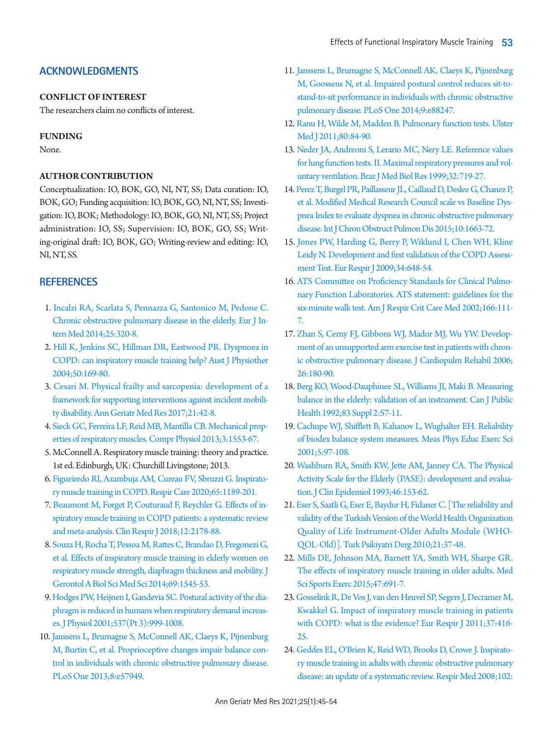## ACKNOWLEDGMENTS

### CONFLICT OF INTEREST

The researchers claim no conflicts of interest.

### FUNDING

None.

### AUTHOR CONTRIBUTION

Conceptualization: IO, BOK, GO, NI, NT, SS; Data curation: IO, BOK, GO; Funding acquisition: IO, BOK, GO, NI, NT, SS; Investigation: IO, BOK; Methodology: IO, BOK, GO, NI, NT, SS; Project administration: IO, SS; Supervision: IO, BOK, GO, SS; Writing-original draft: IO, BOK, GO; Writing-review and editing: IO, NI, NT, SS.

## REFERENCES

1. Incalzi RA, Scarlata S, Pennazza G, Santonico M, Pedone C. Chronic obstructive pulmonary disease in the elderly. Eur J Intern Med 2014;25:320-8.
2. Hill K, Jenkins SC, Hillman DR, Eastwood PR. Dyspnoea in COPD: can inspiratory muscle training help? Aust J Physiother 2004;50:169-80.
3. Cesari M. Physical frailty and sarcopenia: development of a framework for supporting interventions against incident mobility disability. Ann Geriatr Med Res 2017;21:42-8.
4. Sieck GC, Ferreira LF, Reid MB, Mantilla CB. Mechanical properties of respiratory muscles. Compr Physiol 2013;3:1553-67.
5. McConnell A. Respiratory muscle training: theory and practice. 1st ed. Edinburgh, UK: Churchill Livingstone; 2013.
6. Figueiredo RI, Azambuja AM, Cureau FV, Sbruzzi G. Inspiratory muscle training in COPD. Respir Care 2020;65:1189-201.
7. Beaumont M, Forget P, Couturaud F, Reychler G. Effects of inspiratory muscle training in COPD patients: a systematic review and meta-analysis. Clin Respir J 2018;12:2178-88.
8. Souza H, Rocha T, Pessoa M, Rattes C, Brandao D, Fregonezi G, et al. Effects of inspiratory muscle training in elderly women on respiratory muscle strength, diaphragm thickness and mobility. J Gerontol A Biol Sci Med Sci 2014;69:1545-53.
9. Hodges PW, Heijnen I, Gandevia SC. Postural activity of the diaphragm is reduced in humans when respiratory demand increases. J Physiol 2001;537(Pt 3):999-1008.
10. Janssens L, Brumagne S, McConnell AK, Claeys K, Pijnenburg M, Burtin C, et al. Proprioceptive changes impair balance control in individuals with chronic obstructive pulmonary disease. PLoS One 2013;8:e57949.
11. Janssens L, Brumagne S, McConnell AK, Claeys K, Pijnenburg M, Goossens N, et al. Impaired postural control reduces sit-to-stand-to-sit performance in individuals with chronic obstructive pulmonary disease. PLoS One 2014;9:e88247.
12. Ranu H, Wilde M, Madden B. Pulmonary function tests. Ulster Med J 2011;80:84-90.
13. Neder JA, Andreoni S, Lerario MC, Nery LE. Reference values for lung function tests. II. Maximal respiratory pressures and voluntary ventilation. Braz J Med Biol Res 1999;32:719-27.
14. Perez T, Burgel PR, Paillasseur JL, Caillaud D, Deslee G, Chanez P, et al. Modified Medical Research Council scale vs Baseline Dyspnea Index to evaluate dyspnea in chronic obstructive pulmonary disease. Int J Chron Obstruct Pulmon Dis 2015;10:1663-72.
15. Jones PW, Harding G, Berry P, Wiklund I, Chen WH, Kline Leidy N. Development and first validation of the COPD Assessment Test. Eur Respir J 2009;34:648-54.
16. ATS Committee on Proficiency Standards for Clinical Pulmonary Function Laboratories. ATS statement: guidelines for the six-minute walk test. Am J Respir Crit Care Med 2002;166:111-7.
17. Zhan S, Cerny FJ, Gibbons WJ, Mador MJ, Wu YW. Development of an unsupported arm exercise test in patients with chronic obstructive pulmonary disease. J Cardiopulm Rehabil 2006;26:180-90.
18. Berg KO, Wood-Dauphinee SL, Williams JI, Maki B. Measuring balance in the elderly: validation of an instrument. Can J Public Health 1992;83 Suppl 2:S7-11.
19. Cachupe WJ, Shifflett B, Kahanov L, Wughalter EH. Reliability of biodex balance system measures. Meas Phys Educ Exerc Sci 2001;5:97-108.
20. Washburn RA, Smith KW, Jette AM, Janney CA. The Physical Activity Scale for the Elderly (PASE): development and evaluation. J Clin Epidemiol 1993;46:153-62.
21. Eser S, Saatli G, Eser E, Baydur H, Fidaner C. [The reliability and validity of the Turkish Version of the World Health Organization Quality of Life Instrument-Older Adults Module (WHOQOL-Old)]. Turk Psikiyatri Derg 2010;21:37-48.
22. Mills DE, Johnson MA, Barnett YA, Smith WH, Sharpe GR. The effects of inspiratory muscle training in older adults. Med Sci Sports Exerc 2015;47:691-7.
23. Gosselink R, De Vos J, van den Heuvel SP, Segers J, Decramer M, Kwakkel G. Impact of inspiratory muscle training in patients with COPD: what is the evidence? Eur Respir J 2011;37:416-25.
24. Geddes EL, O'Brien K, Reid WD, Brooks D, Crowe J. Inspiratory muscle training in adults with chronic obstructive pulmonary disease: an update of a systematic review. Respir Med 2008;102: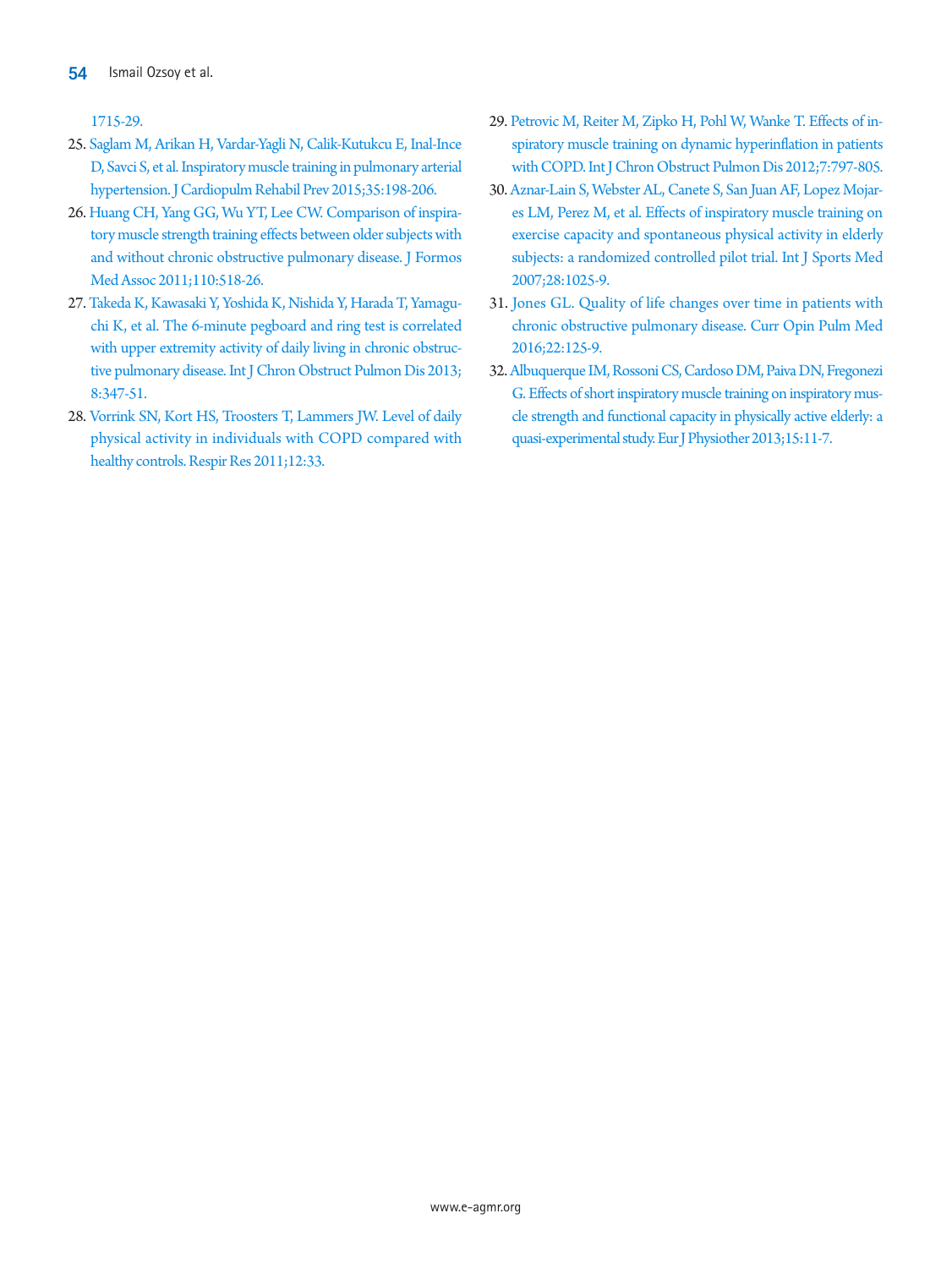1715-29.

25. Saglam M, Arikan H, Vardar-Yagli N, Calik-Kutukcu E, Inal-Ince D, Savci S, et al. Inspiratory muscle training in pulmonary arterial hypertension. J Cardiopulm Rehabil Prev 2015;35:198-206.
26. Huang CH, Yang GG, Wu YT, Lee CW. Comparison of inspiratory muscle strength training effects between older subjects with and without chronic obstructive pulmonary disease. J Formos Med Assoc 2011;110:518-26.
27. Takeda K, Kawasaki Y, Yoshida K, Nishida Y, Harada T, Yamaguchi K, et al. The 6-minute pegboard and ring test is correlated with upper extremity activity of daily living in chronic obstructive pulmonary disease. Int J Chron Obstruct Pulmon Dis 2013; 8:347-51.
28. Vorrink SN, Kort HS, Troosters T, Lammers JW. Level of daily physical activity in individuals with COPD compared with healthy controls. Respir Res 2011;12:33.
29. Petrovic M, Reiter M, Zipko H, Pohl W, Wanke T. Effects of inspiratory muscle training on dynamic hyperinflation in patients with COPD. Int J Chron Obstruct Pulmon Dis 2012;7:797-805.
30. Aznar-Lain S, Webster AL, Canete S, San Juan AF, Lopez Mojares LM, Perez M, et al. Effects of inspiratory muscle training on exercise capacity and spontaneous physical activity in elderly subjects: a randomized controlled pilot trial. Int J Sports Med 2007;28:1025-9.
31. Jones GL. Quality of life changes over time in patients with chronic obstructive pulmonary disease. Curr Opin Pulm Med 2016;22:125-9.
32. Albuquerque IM, Rossoni CS, Cardoso DM, Paiva DN, Fregonezi G. Effects of short inspiratory muscle training on inspiratory muscle strength and functional capacity in physically active elderly: a quasi-experimental study. Eur J Physiother 2013;15:11-7.